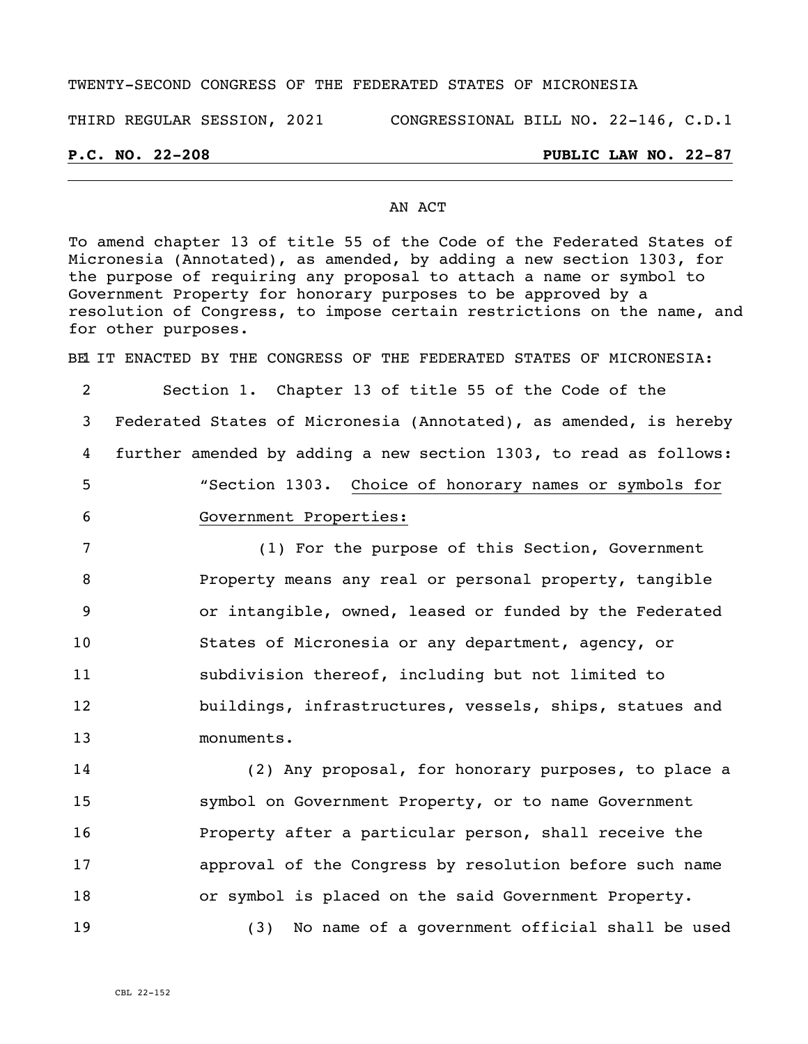TWENTY-SECOND CONGRESS OF THE FEDERATED STATES OF MICRONESIA

THIRD REGULAR SESSION, 2021 CONGRESSIONAL BILL NO. 22-146, C.D.1

**P.C. NO. 22-208** **PUBLIC LAW NO. 22-87**

AN ACT

To amend chapter 13 of title 55 of the Code of the Federated States of Micronesia (Annotated), as amended, by adding a new section 1303, for the purpose of requiring any proposal to attach a name or symbol to Government Property for honorary purposes to be approved by a resolution of Congress, to impose certain restrictions on the name, and for other purposes.

BE IT ENACTED BY THE CONGRESS OF THE FEDERATED STATES OF MICRONESIA:

Section 1. Chapter 13 of title 55 of the Code of the Federated States of Micronesia (Annotated), as amended, is hereby further amended by adding a new section 1303, to read as follows:

"Section 1303. Choice of honorary names or symbols for Government Properties:

(1) For the purpose of this Section, Government Property means any real or personal property, tangible or intangible, owned, leased or funded by the Federated States of Micronesia or any department, agency, or subdivision thereof, including but not limited to buildings, infrastructures, vessels, ships, statues and monuments.

(2) Any proposal, for honorary purposes, to place a symbol on Government Property, or to name Government Property after a particular person, shall receive the approval of the Congress by resolution before such name or symbol is placed on the said Government Property.

(3) No name of a government official shall be used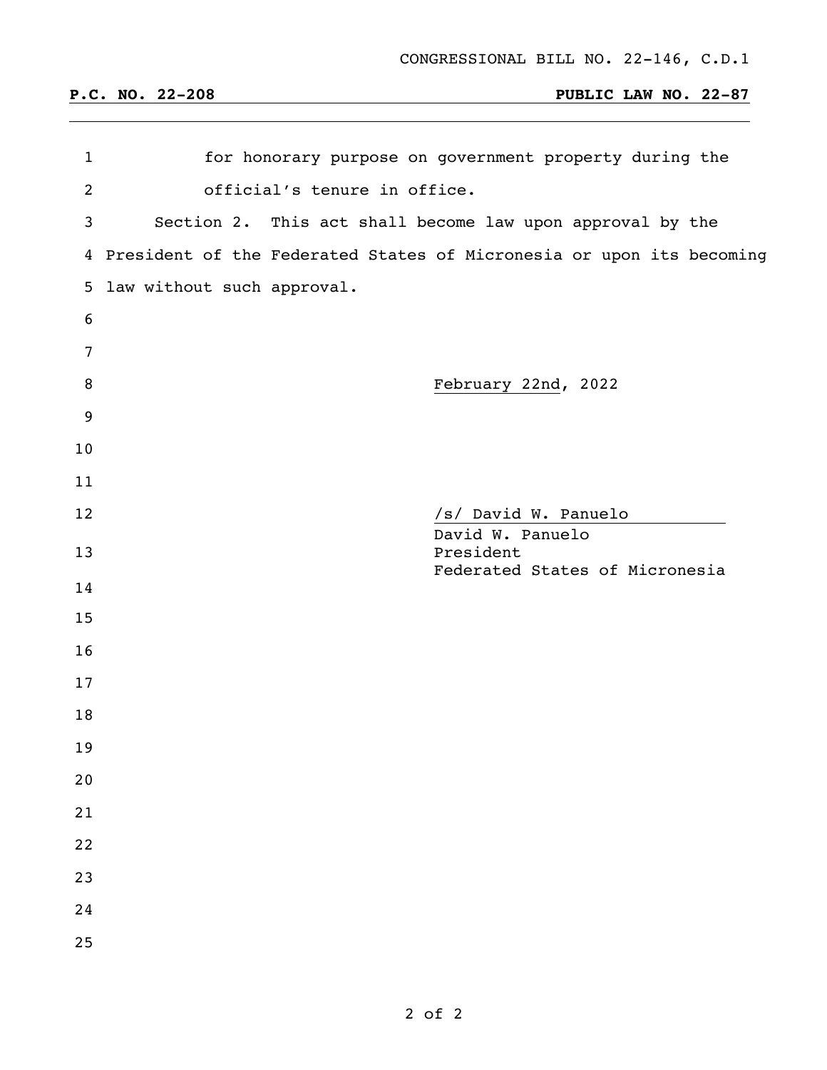CONGRESSIONAL BILL NO. 22-146, C.D.1

**P.C. NO. 22-208** **PUBLIC LAW NO. 22-87**

for honorary purpose on government property during the official's tenure in office.

Section 2. This act shall become law upon approval by the President of the Federated States of Micronesia or upon its becoming law without such approval.

February 22nd, 2022

/s/ David W. Panuelo
David W. Panuelo
President
Federated States of Micronesia